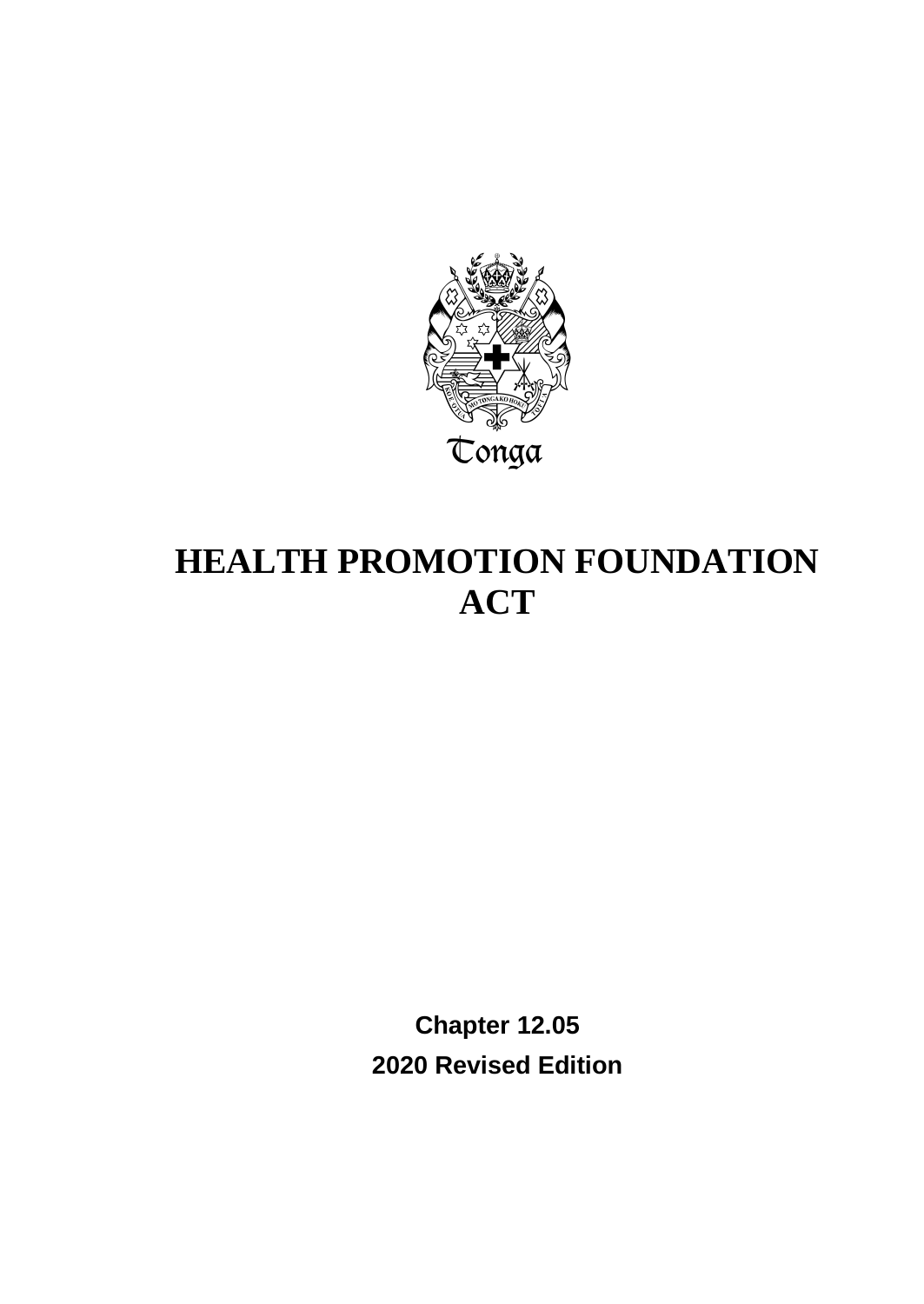Tonga

# HEALTH PROMOTION FOUNDATION ACT

**Chapter 12.05**

**2020 Revised Edition**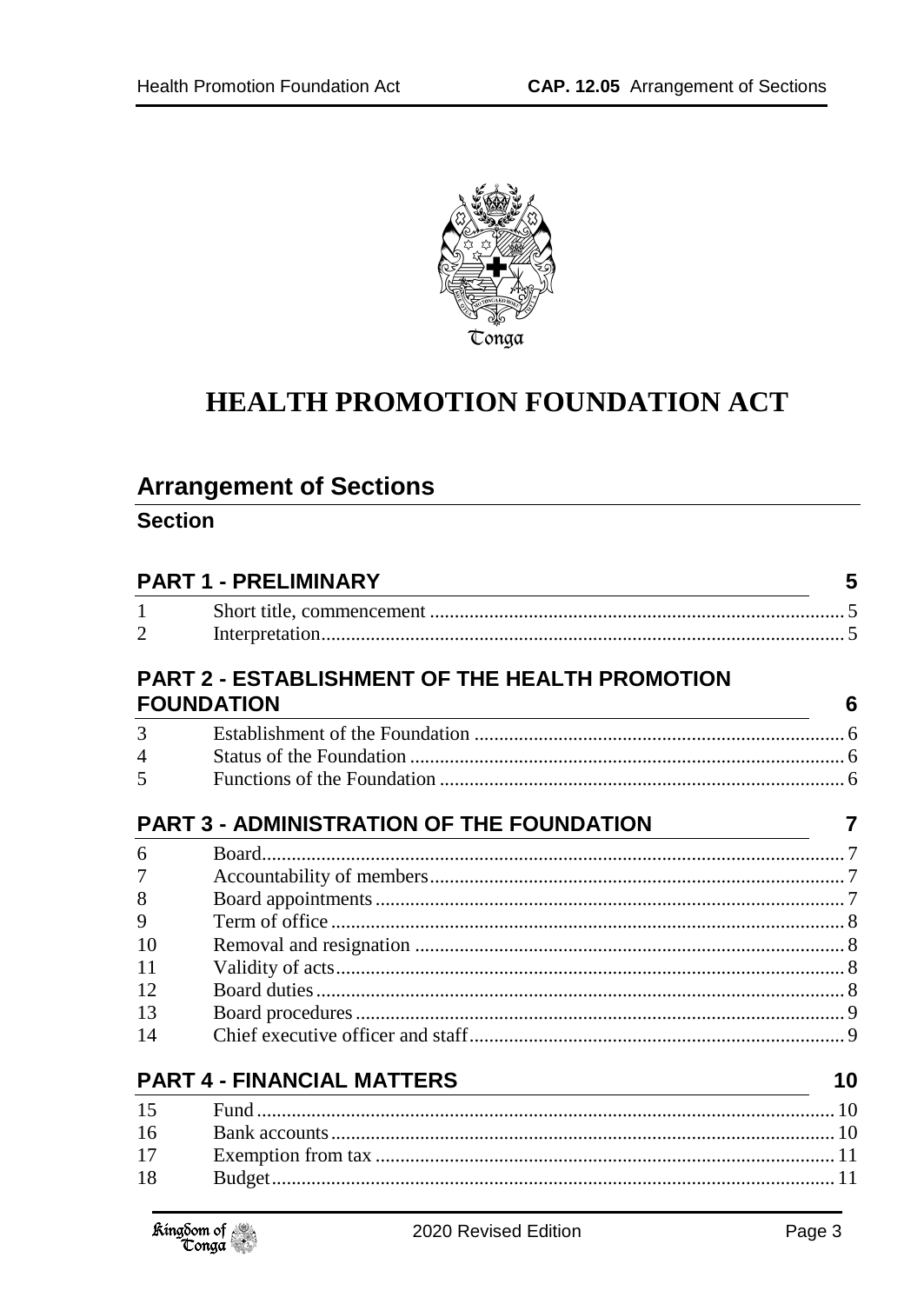# HEALTH PROMOTION FOUNDATION ACT

## Arrangement of Sections

### Section

**PART 1 - PRELIMINARY** 5

| | | |
|---|---|---|
| 1 | Short title, commencement | 5 |
| 2 | Interpretation | 5 |

**PART 2 - ESTABLISHMENT OF THE HEALTH PROMOTION FOUNDATION** 6

| | | |
|---|---|---|
| 3 | Establishment of the Foundation | 6 |
| 4 | Status of the Foundation | 6 |
| 5 | Functions of the Foundation | 6 |

**PART 3 - ADMINISTRATION OF THE FOUNDATION** 7

| | | |
|---|---|---|
| 6 | Board | 7 |
| 7 | Accountability of members | 7 |
| 8 | Board appointments | 7 |
| 9 | Term of office | 8 |
| 10 | Removal and resignation | 8 |
| 11 | Validity of acts | 8 |
| 12 | Board duties | 8 |
| 13 | Board procedures | 9 |
| 14 | Chief executive officer and staff | 9 |

**PART 4 - FINANCIAL MATTERS** 10

| | | |
|---|---|---|
| 15 | Fund | 10 |
| 16 | Bank accounts | 10 |
| 17 | Exemption from tax | 11 |
| 18 | Budget | 11 |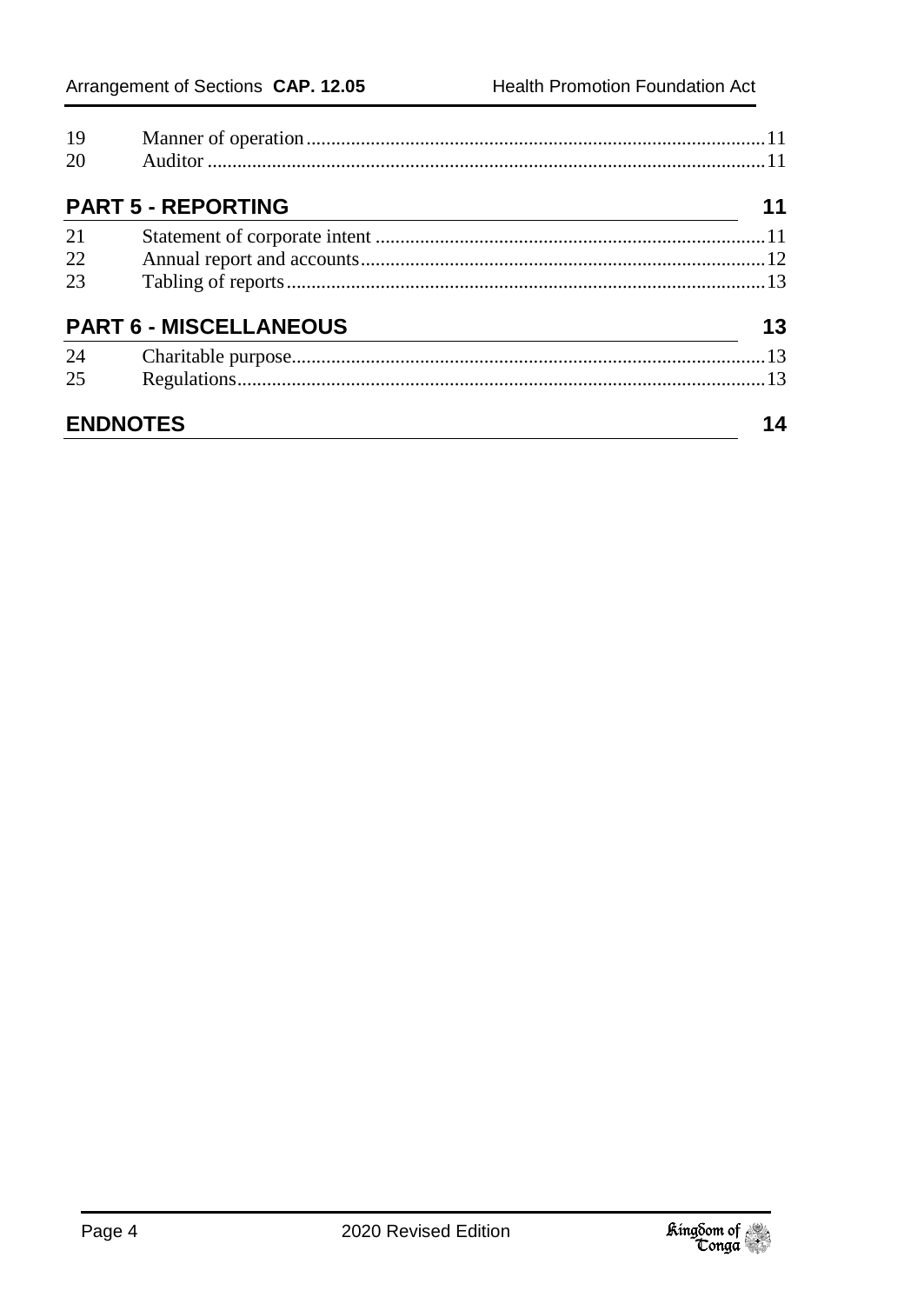| | | |
|---|---|---|
| 19 | Manner of operation | 11 |
| 20 | Auditor | 11 |

## PART 5 - REPORTING 11

| | | |
|---|---|---|
| 21 | Statement of corporate intent | 11 |
| 22 | Annual report and accounts | 12 |
| 23 | Tabling of reports | 13 |

## PART 6 - MISCELLANEOUS 13

| | | |
|---|---|---|
| 24 | Charitable purpose | 13 |
| 25 | Regulations | 13 |

## ENDNOTES 14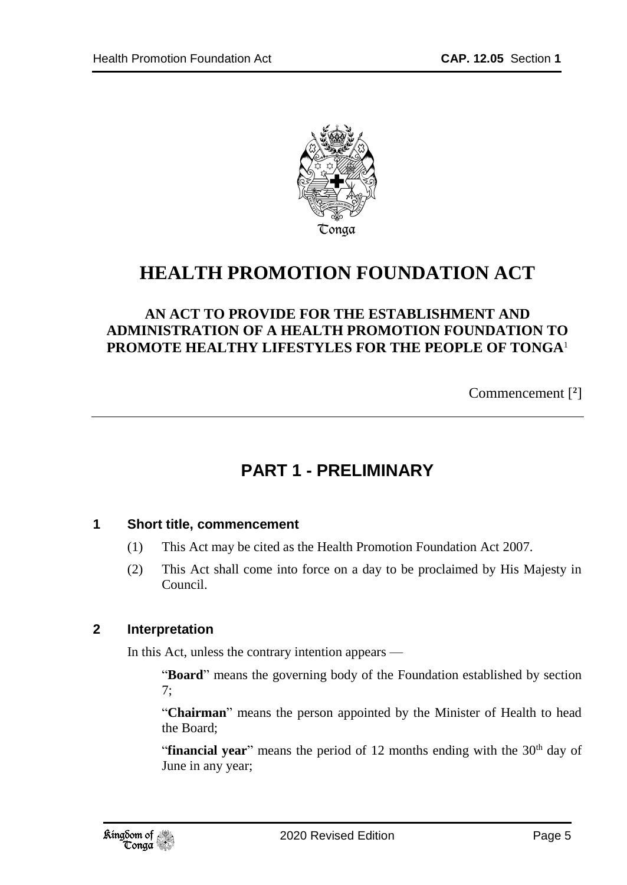# HEALTH PROMOTION FOUNDATION ACT

## AN ACT TO PROVIDE FOR THE ESTABLISHMENT AND ADMINISTRATION OF A HEALTH PROMOTION FOUNDATION TO PROMOTE HEALTHY LIFESTYLES FOR THE PEOPLE OF TONGA[1]

Commencement [[2]]

## PART 1 - PRELIMINARY

### 1 Short title, commencement

(1) This Act may be cited as the Health Promotion Foundation Act 2007.

(2) This Act shall come into force on a day to be proclaimed by His Majesty in Council.

### 2 Interpretation

In this Act, unless the contrary intention appears —

"**Board**" means the governing body of the Foundation established by section 7;

"**Chairman**" means the person appointed by the Minister of Health to head the Board;

"**financial year**" means the period of 12 months ending with the 30th day of June in any year;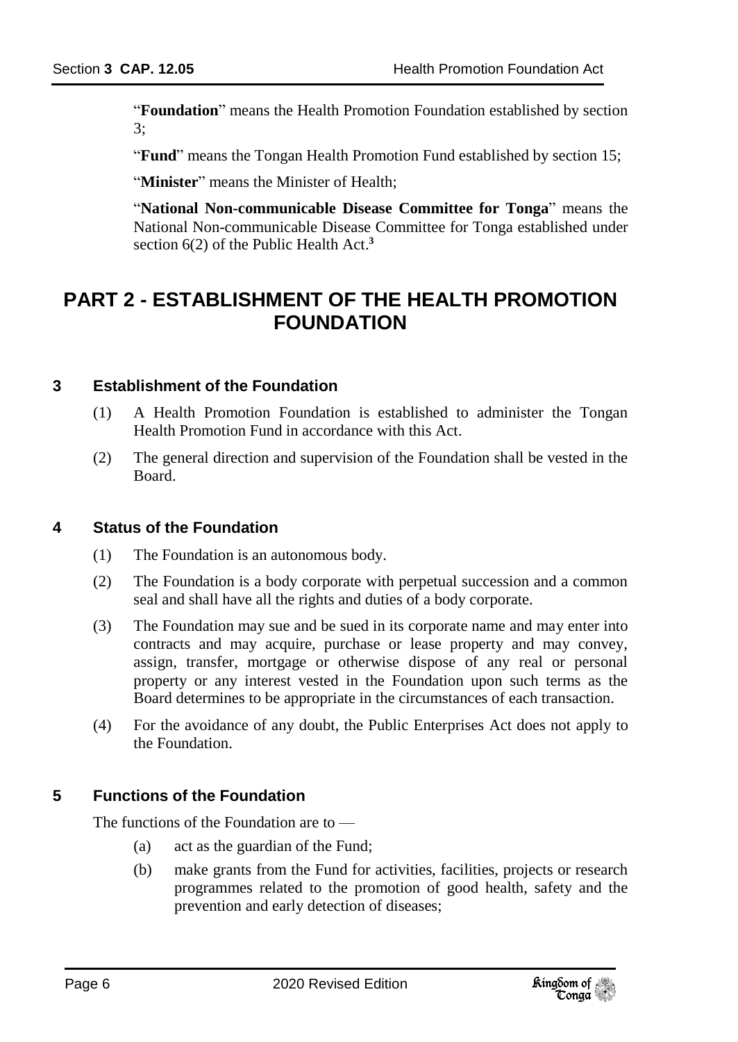"**Foundation**" means the Health Promotion Foundation established by section 3;

"**Fund**" means the Tongan Health Promotion Fund established by section 15;

"**Minister**" means the Minister of Health;

"**National Non-communicable Disease Committee for Tonga**" means the National Non-communicable Disease Committee for Tonga established under section 6(2) of the Public Health Act.[3]

# PART 2 - ESTABLISHMENT OF THE HEALTH PROMOTION FOUNDATION

## 3 Establishment of the Foundation

(1) A Health Promotion Foundation is established to administer the Tongan Health Promotion Fund in accordance with this Act.

(2) The general direction and supervision of the Foundation shall be vested in the Board.

## 4 Status of the Foundation

(1) The Foundation is an autonomous body.

(2) The Foundation is a body corporate with perpetual succession and a common seal and shall have all the rights and duties of a body corporate.

(3) The Foundation may sue and be sued in its corporate name and may enter into contracts and may acquire, purchase or lease property and may convey, assign, transfer, mortgage or otherwise dispose of any real or personal property or any interest vested in the Foundation upon such terms as the Board determines to be appropriate in the circumstances of each transaction.

(4) For the avoidance of any doubt, the Public Enterprises Act does not apply to the Foundation.

## 5 Functions of the Foundation

The functions of the Foundation are to —

(a) act as the guardian of the Fund;

(b) make grants from the Fund for activities, facilities, projects or research programmes related to the promotion of good health, safety and the prevention and early detection of diseases;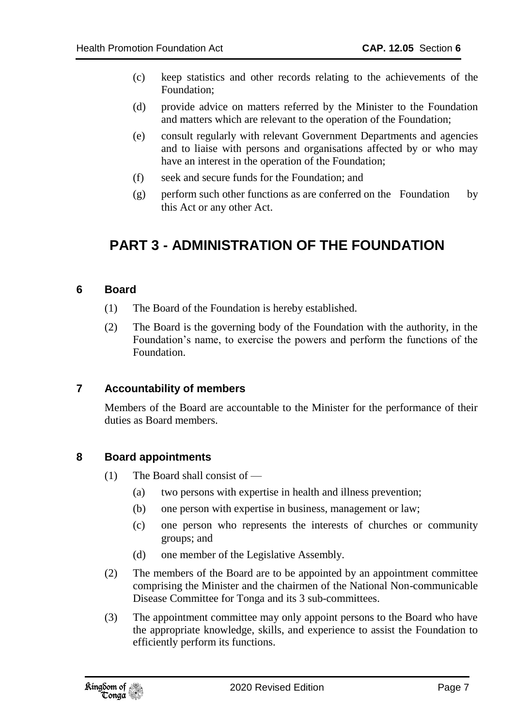(c) keep statistics and other records relating to the achievements of the Foundation;

(d) provide advice on matters referred by the Minister to the Foundation and matters which are relevant to the operation of the Foundation;

(e) consult regularly with relevant Government Departments and agencies and to liaise with persons and organisations affected by or who may have an interest in the operation of the Foundation;

(f) seek and secure funds for the Foundation; and

(g) perform such other functions as are conferred on the Foundation by this Act or any other Act.

# PART 3 - ADMINISTRATION OF THE FOUNDATION

## 6 Board

(1) The Board of the Foundation is hereby established.

(2) The Board is the governing body of the Foundation with the authority, in the Foundation's name, to exercise the powers and perform the functions of the Foundation.

## 7 Accountability of members

Members of the Board are accountable to the Minister for the performance of their duties as Board members.

## 8 Board appointments

(1) The Board shall consist of —

(a) two persons with expertise in health and illness prevention;

(b) one person with expertise in business, management or law;

(c) one person who represents the interests of churches or community groups; and

(d) one member of the Legislative Assembly.

(2) The members of the Board are to be appointed by an appointment committee comprising the Minister and the chairmen of the National Non-communicable Disease Committee for Tonga and its 3 sub-committees.

(3) The appointment committee may only appoint persons to the Board who have the appropriate knowledge, skills, and experience to assist the Foundation to efficiently perform its functions.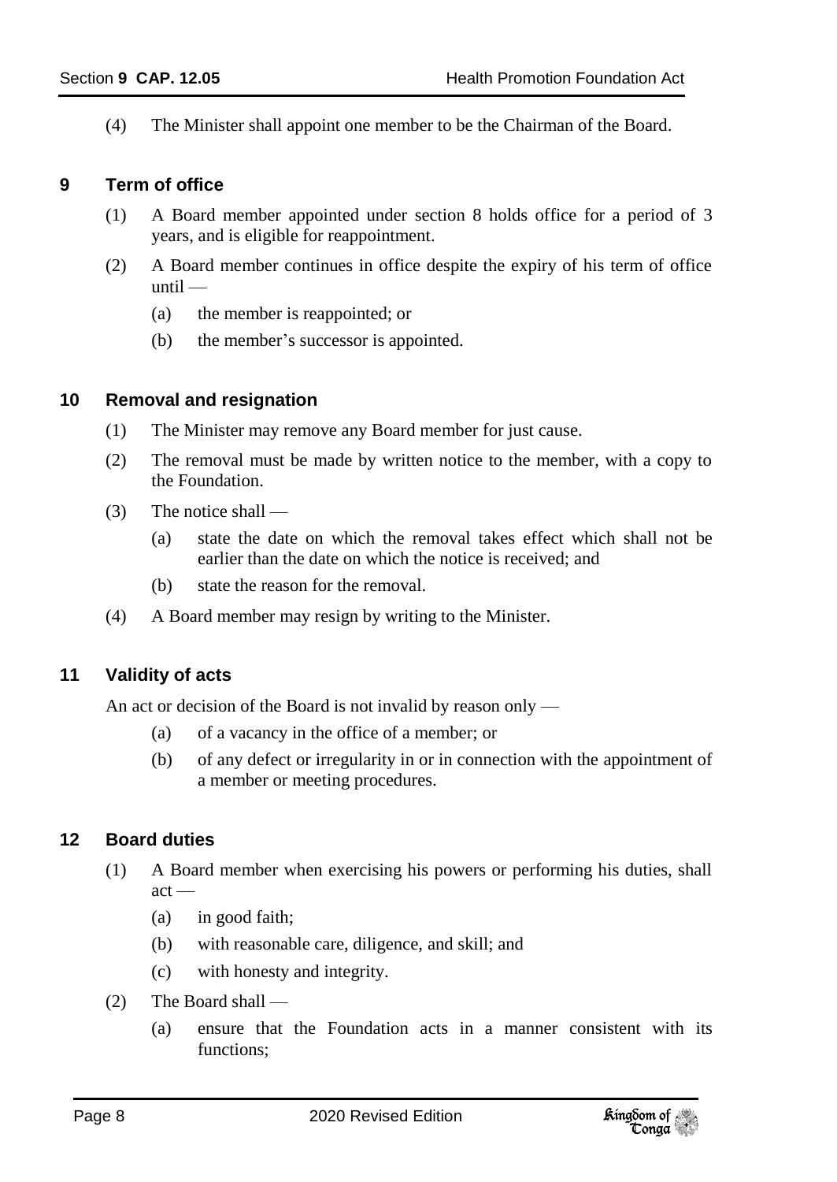(4) The Minister shall appoint one member to be the Chairman of the Board.

## 9 Term of office

(1) A Board member appointed under section 8 holds office for a period of 3 years, and is eligible for reappointment.

(2) A Board member continues in office despite the expiry of his term of office until —

(a) the member is reappointed; or

(b) the member's successor is appointed.

## 10 Removal and resignation

(1) The Minister may remove any Board member for just cause.

(2) The removal must be made by written notice to the member, with a copy to the Foundation.

(3) The notice shall —

(a) state the date on which the removal takes effect which shall not be earlier than the date on which the notice is received; and

(b) state the reason for the removal.

(4) A Board member may resign by writing to the Minister.

## 11 Validity of acts

An act or decision of the Board is not invalid by reason only —

(a) of a vacancy in the office of a member; or

(b) of any defect or irregularity in or in connection with the appointment of a member or meeting procedures.

## 12 Board duties

(1) A Board member when exercising his powers or performing his duties, shall act —

(a) in good faith;

(b) with reasonable care, diligence, and skill; and

(c) with honesty and integrity.

(2) The Board shall —

(a) ensure that the Foundation acts in a manner consistent with its functions;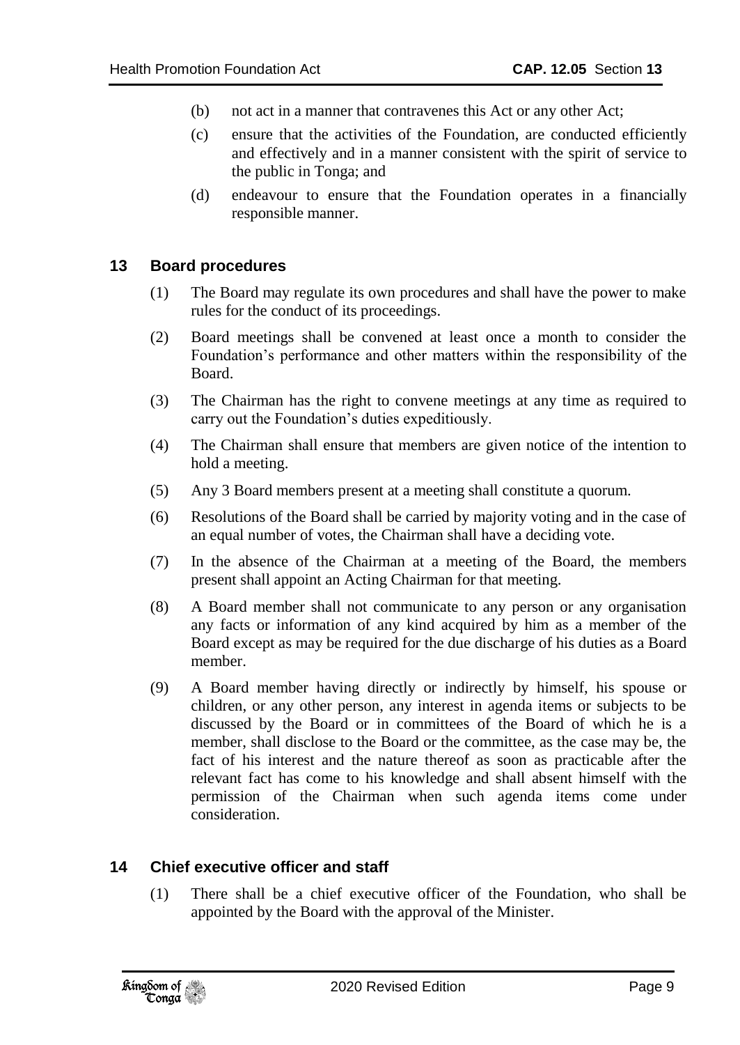(b) not act in a manner that contravenes this Act or any other Act;

(c) ensure that the activities of the Foundation, are conducted efficiently and effectively and in a manner consistent with the spirit of service to the public in Tonga; and

(d) endeavour to ensure that the Foundation operates in a financially responsible manner.

## 13 Board procedures

(1) The Board may regulate its own procedures and shall have the power to make rules for the conduct of its proceedings.

(2) Board meetings shall be convened at least once a month to consider the Foundation's performance and other matters within the responsibility of the Board.

(3) The Chairman has the right to convene meetings at any time as required to carry out the Foundation's duties expeditiously.

(4) The Chairman shall ensure that members are given notice of the intention to hold a meeting.

(5) Any 3 Board members present at a meeting shall constitute a quorum.

(6) Resolutions of the Board shall be carried by majority voting and in the case of an equal number of votes, the Chairman shall have a deciding vote.

(7) In the absence of the Chairman at a meeting of the Board, the members present shall appoint an Acting Chairman for that meeting.

(8) A Board member shall not communicate to any person or any organisation any facts or information of any kind acquired by him as a member of the Board except as may be required for the due discharge of his duties as a Board member.

(9) A Board member having directly or indirectly by himself, his spouse or children, or any other person, any interest in agenda items or subjects to be discussed by the Board or in committees of the Board of which he is a member, shall disclose to the Board or the committee, as the case may be, the fact of his interest and the nature thereof as soon as practicable after the relevant fact has come to his knowledge and shall absent himself with the permission of the Chairman when such agenda items come under consideration.

## 14 Chief executive officer and staff

(1) There shall be a chief executive officer of the Foundation, who shall be appointed by the Board with the approval of the Minister.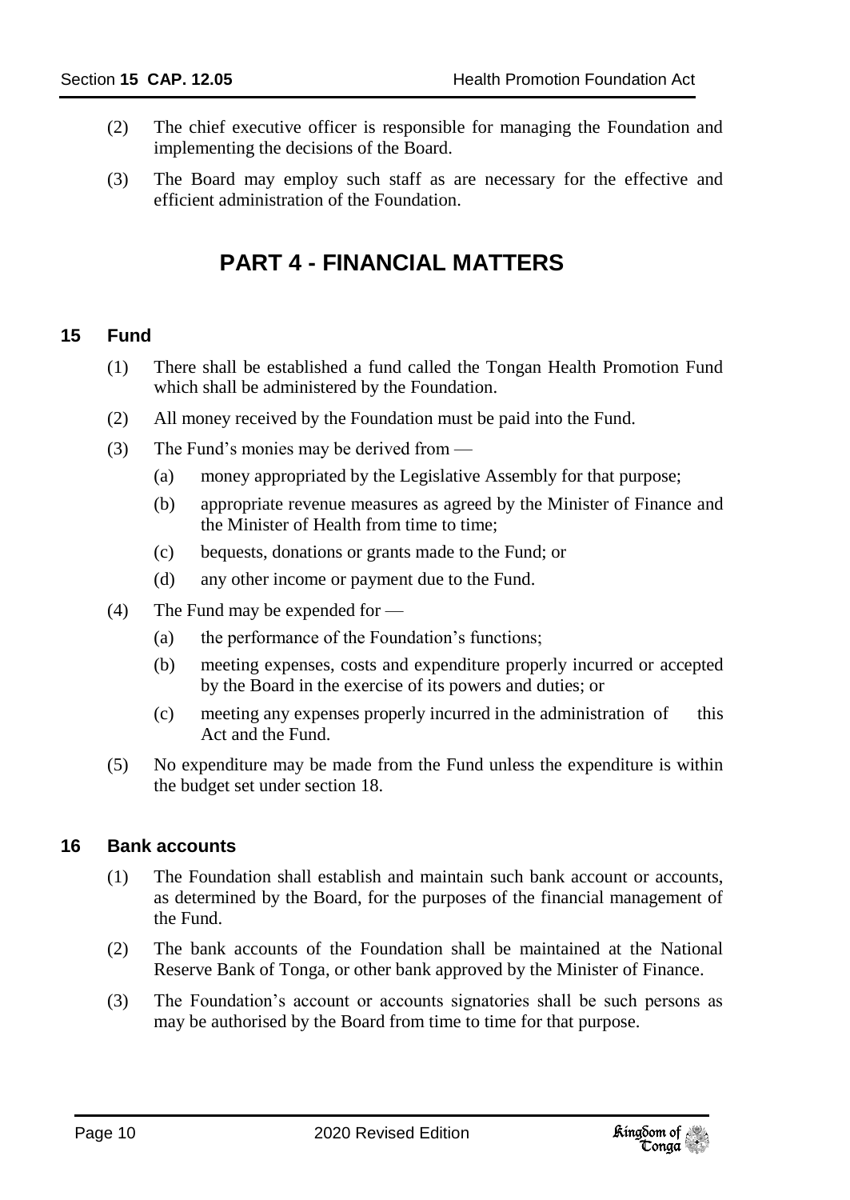(2) The chief executive officer is responsible for managing the Foundation and implementing the decisions of the Board.

(3) The Board may employ such staff as are necessary for the effective and efficient administration of the Foundation.

# PART 4 - FINANCIAL MATTERS

## 15 Fund

(1) There shall be established a fund called the Tongan Health Promotion Fund which shall be administered by the Foundation.

(2) All money received by the Foundation must be paid into the Fund.

(3) The Fund's monies may be derived from —

  (a) money appropriated by the Legislative Assembly for that purpose;

  (b) appropriate revenue measures as agreed by the Minister of Finance and the Minister of Health from time to time;

  (c) bequests, donations or grants made to the Fund; or

  (d) any other income or payment due to the Fund.

(4) The Fund may be expended for —

  (a) the performance of the Foundation's functions;

  (b) meeting expenses, costs and expenditure properly incurred or accepted by the Board in the exercise of its powers and duties; or

  (c) meeting any expenses properly incurred in the administration of this Act and the Fund.

(5) No expenditure may be made from the Fund unless the expenditure is within the budget set under section 18.

## 16 Bank accounts

(1) The Foundation shall establish and maintain such bank account or accounts, as determined by the Board, for the purposes of the financial management of the Fund.

(2) The bank accounts of the Foundation shall be maintained at the National Reserve Bank of Tonga, or other bank approved by the Minister of Finance.

(3) The Foundation's account or accounts signatories shall be such persons as may be authorised by the Board from time to time for that purpose.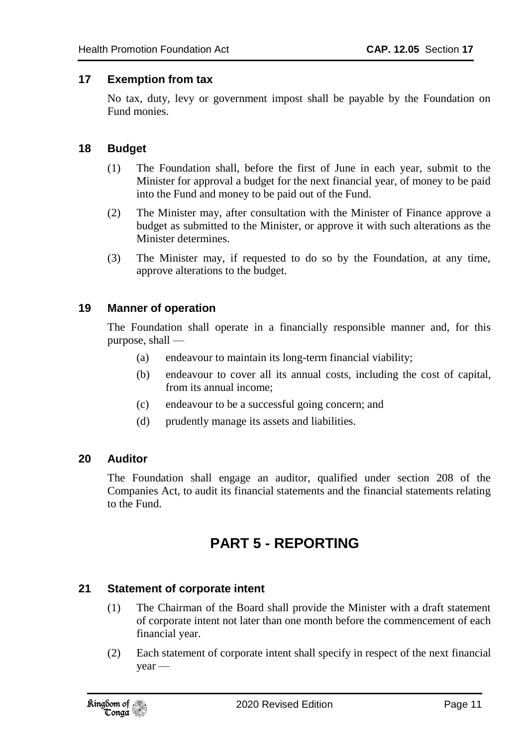### 17 Exemption from tax

No tax, duty, levy or government impost shall be payable by the Foundation on Fund monies.

### 18 Budget

(1) The Foundation shall, before the first of June in each year, submit to the Minister for approval a budget for the next financial year, of money to be paid into the Fund and money to be paid out of the Fund.

(2) The Minister may, after consultation with the Minister of Finance approve a budget as submitted to the Minister, or approve it with such alterations as the Minister determines.

(3) The Minister may, if requested to do so by the Foundation, at any time, approve alterations to the budget.

### 19 Manner of operation

The Foundation shall operate in a financially responsible manner and, for this purpose, shall —

(a) endeavour to maintain its long-term financial viability;

(b) endeavour to cover all its annual costs, including the cost of capital, from its annual income;

(c) endeavour to be a successful going concern; and

(d) prudently manage its assets and liabilities.

### 20 Auditor

The Foundation shall engage an auditor, qualified under section 208 of the Companies Act, to audit its financial statements and the financial statements relating to the Fund.

## PART 5 - REPORTING

### 21 Statement of corporate intent

(1) The Chairman of the Board shall provide the Minister with a draft statement of corporate intent not later than one month before the commencement of each financial year.

(2) Each statement of corporate intent shall specify in respect of the next financial year —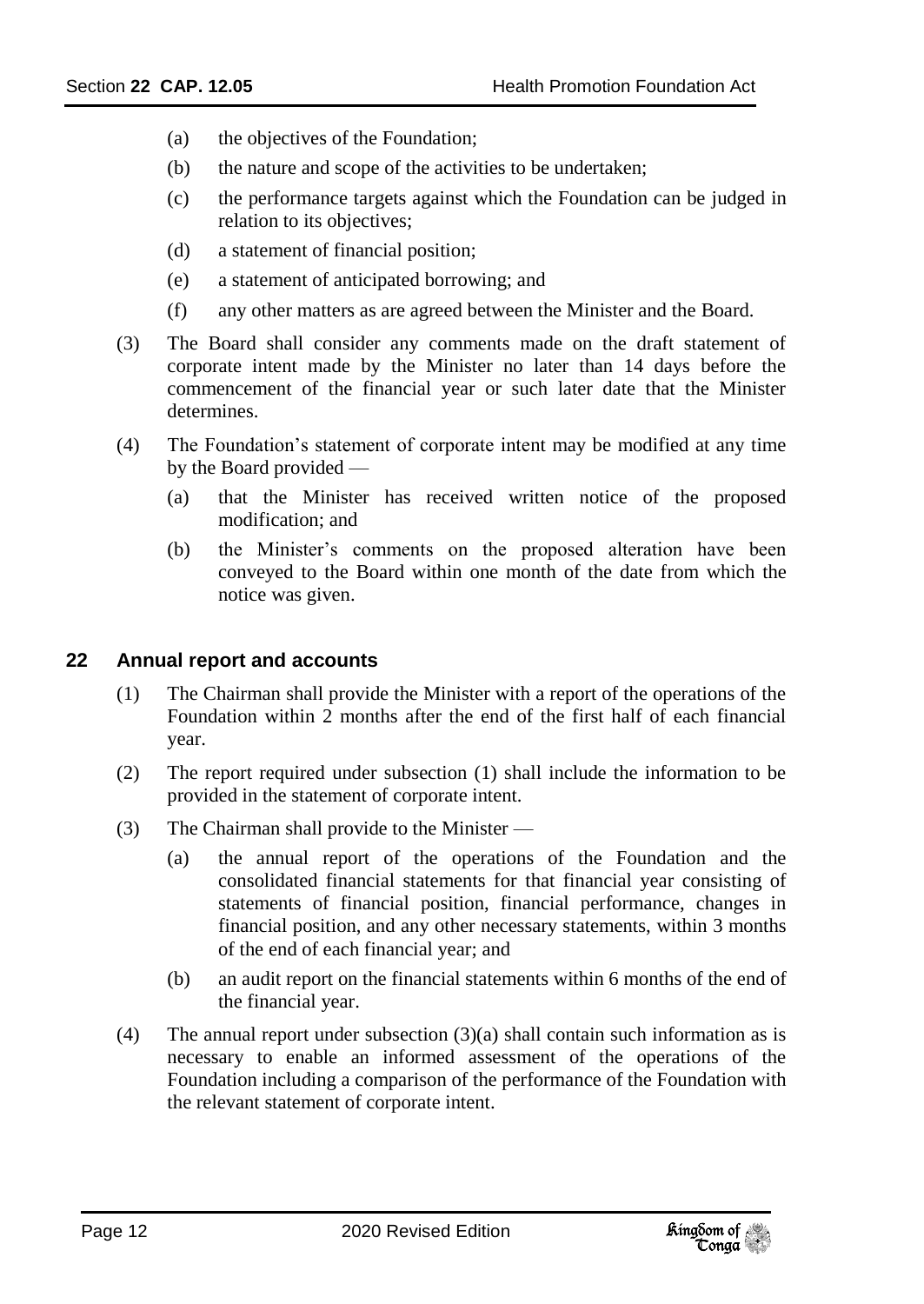(a) the objectives of the Foundation;

(b) the nature and scope of the activities to be undertaken;

(c) the performance targets against which the Foundation can be judged in relation to its objectives;

(d) a statement of financial position;

(e) a statement of anticipated borrowing; and

(f) any other matters as are agreed between the Minister and the Board.

(3) The Board shall consider any comments made on the draft statement of corporate intent made by the Minister no later than 14 days before the commencement of the financial year or such later date that the Minister determines.

(4) The Foundation's statement of corporate intent may be modified at any time by the Board provided —

(a) that the Minister has received written notice of the proposed modification; and

(b) the Minister's comments on the proposed alteration have been conveyed to the Board within one month of the date from which the notice was given.

## 22 Annual report and accounts

(1) The Chairman shall provide the Minister with a report of the operations of the Foundation within 2 months after the end of the first half of each financial year.

(2) The report required under subsection (1) shall include the information to be provided in the statement of corporate intent.

(3) The Chairman shall provide to the Minister —

(a) the annual report of the operations of the Foundation and the consolidated financial statements for that financial year consisting of statements of financial position, financial performance, changes in financial position, and any other necessary statements, within 3 months of the end of each financial year; and

(b) an audit report on the financial statements within 6 months of the end of the financial year.

(4) The annual report under subsection (3)(a) shall contain such information as is necessary to enable an informed assessment of the operations of the Foundation including a comparison of the performance of the Foundation with the relevant statement of corporate intent.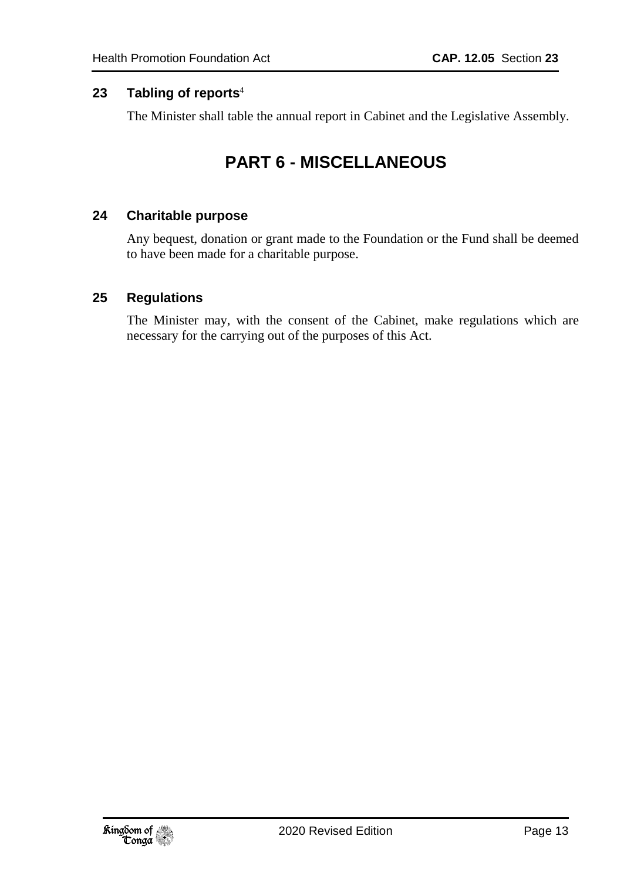### 23 Tabling of reports[4]

The Minister shall table the annual report in Cabinet and the Legislative Assembly.

## PART 6 - MISCELLANEOUS

### 24 Charitable purpose

Any bequest, donation or grant made to the Foundation or the Fund shall be deemed to have been made for a charitable purpose.

### 25 Regulations

The Minister may, with the consent of the Cabinet, make regulations which are necessary for the carrying out of the purposes of this Act.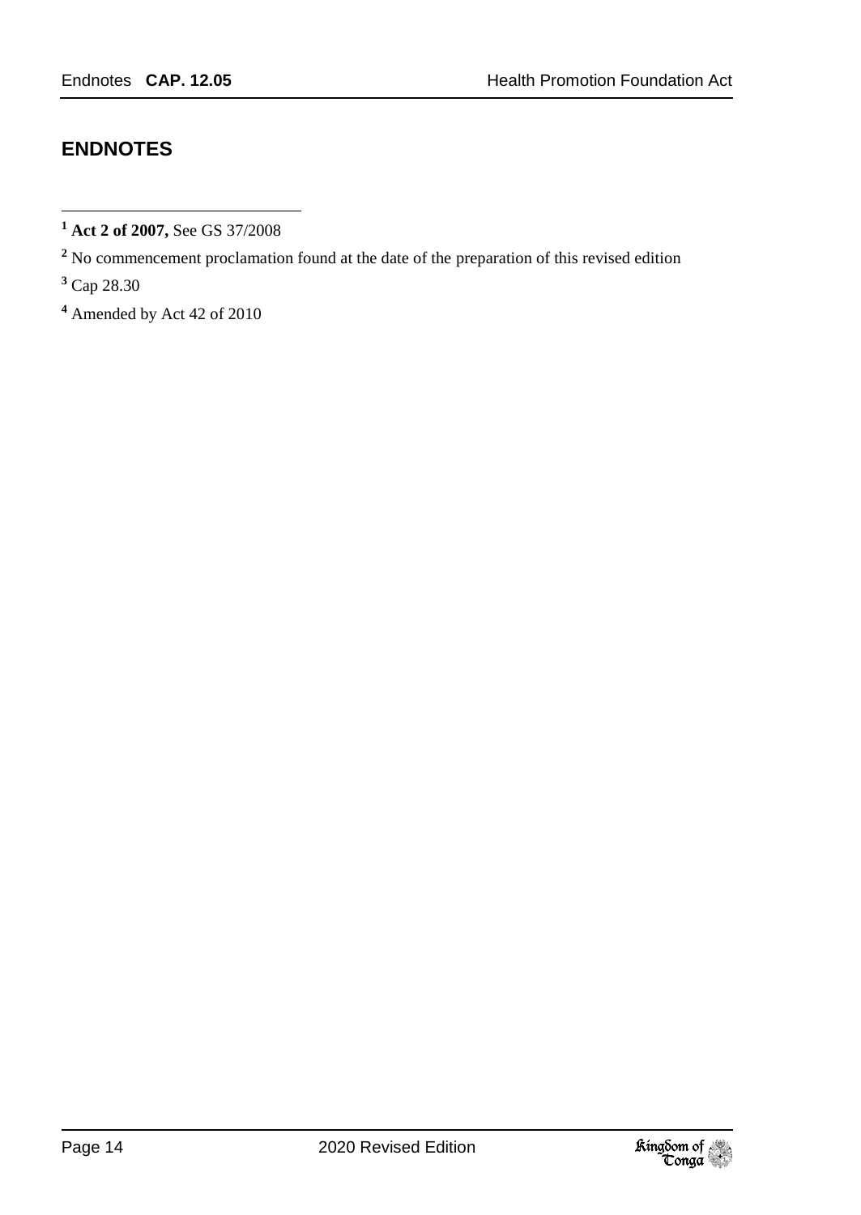## ENDNOTES

[1] **Act 2 of 2007,** See GS 37/2008

[2] No commencement proclamation found at the date of the preparation of this revised edition

[3] Cap 28.30

[4] Amended by Act 42 of 2010